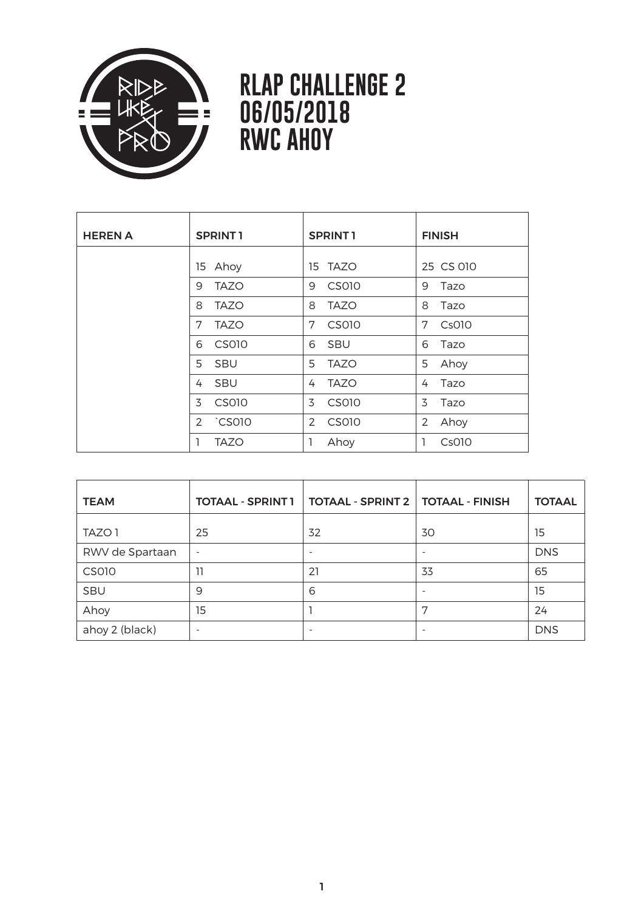# RLAP CHALLENGE 2
# 06/05/2018
# RWC AHOY

| HEREN A | SPRINT 1 | SPRINT 1 | FINISH |
|---|---|---|---|
| | 15 Ahoy | 15 TAZO | 25 CS 010 |
| | 9 TAZO | 9 CS010 | 9 Tazo |
| | 8 TAZO | 8 TAZO | 8 Tazo |
| | 7 TAZO | 7 CS010 | 7 Cs010 |
| | 6 CS010 | 6 SBU | 6 Tazo |
| | 5 SBU | 5 TAZO | 5 Ahoy |
| | 4 SBU | 4 TAZO | 4 Tazo |
| | 3 CS010 | 3 CS010 | 3 Tazo |
| | 2 `CS010 | 2 CS010 | 2 Ahoy |
| | 1 TAZO | 1 Ahoy | 1 Cs010 |

| TEAM | TOTAAL - SPRINT 1 | TOTAAL - SPRINT 2 | TOTAAL - FINISH | TOTAAL |
|---|---|---|---|---|
| TAZO 1 | 25 | 32 | 30 | 15 |
| RWV de Spartaan | - | - | - | DNS |
| CS010 | 11 | 21 | 33 | 65 |
| SBU | 9 | 6 | - | 15 |
| Ahoy | 15 | 1 | 7 | 24 |
| ahoy 2 (black) | - | - | - | DNS |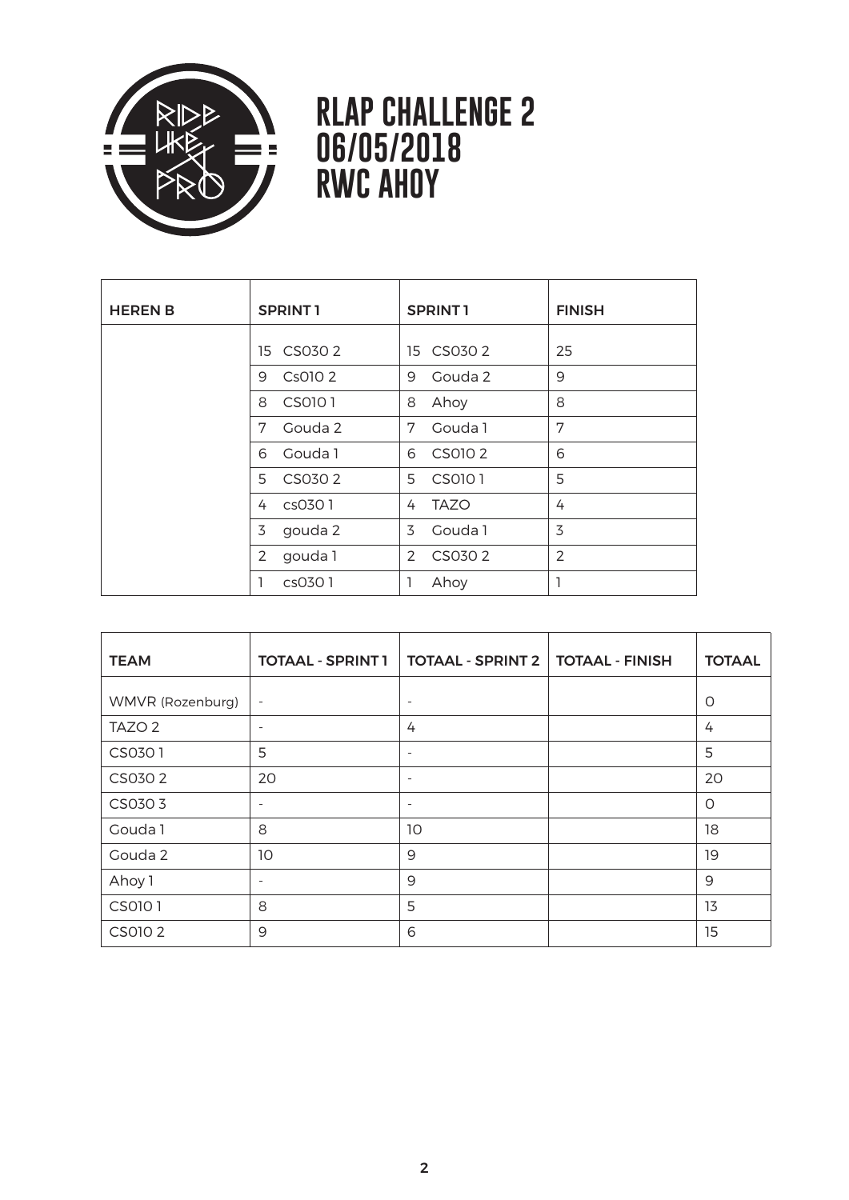# RLAP CHALLENGE 2
# 06/05/2018
# RWC AHOY

| HEREN B | SPRINT 1 | SPRINT 1 | FINISH |
|---|---|---|---|
| | 15 CS030 2 | 15 CS030 2 | 25 |
| | 9 Cs010 2 | 9 Gouda 2 | 9 |
| | 8 CS010 1 | 8 Ahoy | 8 |
| | 7 Gouda 2 | 7 Gouda 1 | 7 |
| | 6 Gouda 1 | 6 CS010 2 | 6 |
| | 5 CS030 2 | 5 CS010 1 | 5 |
| | 4 cs030 1 | 4 TAZO | 4 |
| | 3 gouda 2 | 3 Gouda 1 | 3 |
| | 2 gouda 1 | 2 CS030 2 | 2 |
| | 1 cs030 1 | 1 Ahoy | 1 |

| TEAM | TOTAAL - SPRINT 1 | TOTAAL - SPRINT 2 | TOTAAL - FINISH | TOTAAL |
|---|---|---|---|---|
| WMVR (Rozenburg) | - | - | | 0 |
| TAZO 2 | - | 4 | | 4 |
| CS030 1 | 5 | - | | 5 |
| CS030 2 | 20 | - | | 20 |
| CS030 3 | - | - | | 0 |
| Gouda 1 | 8 | 10 | | 18 |
| Gouda 2 | 10 | 9 | | 19 |
| Ahoy 1 | - | 9 | | 9 |
| CS010 1 | 8 | 5 | | 13 |
| CS010 2 | 9 | 6 | | 15 |